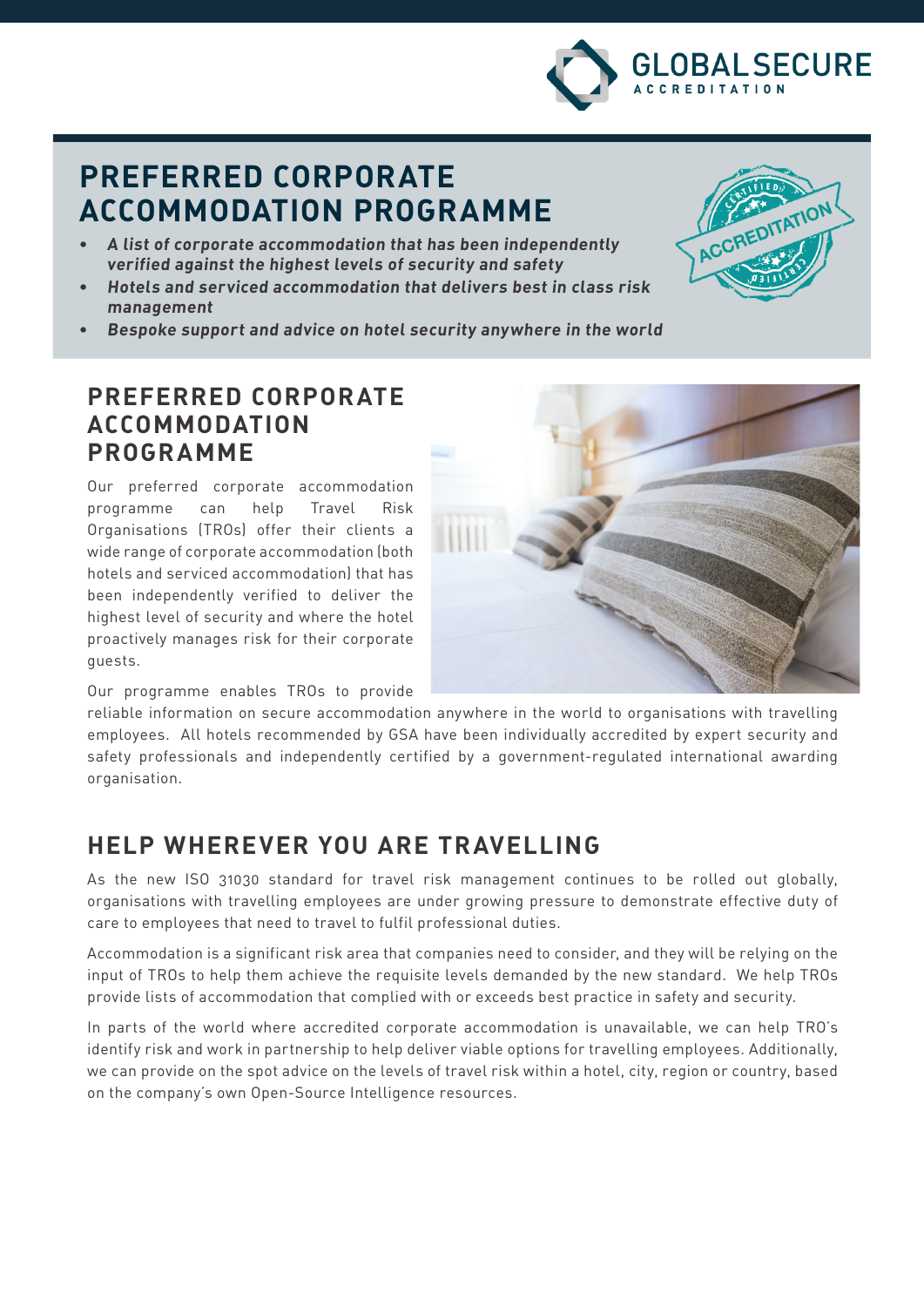GLOBAL SECURE ACCREDITATION

# PREFERRED CORPORATE ACCOMMODATION PROGRAMME

- ***A list of corporate accommodation that has been independently verified against the highest levels of security and safety***
- ***Hotels and serviced accommodation that delivers best in class risk management***
- ***Bespoke support and advice on hotel security anywhere in the world***

## PREFERRED CORPORATE ACCOMMODATION PROGRAMME

Our preferred corporate accommodation programme can help Travel Risk Organisations (TROs) offer their clients a wide range of corporate accommodation (both hotels and serviced accommodation) that has been independently verified to deliver the highest level of security and where the hotel proactively manages risk for their corporate guests.

Our programme enables TROs to provide reliable information on secure accommodation anywhere in the world to organisations with travelling employees. All hotels recommended by GSA have been individually accredited by expert security and safety professionals and independently certified by a government-regulated international awarding organisation.

## HELP WHEREVER YOU ARE TRAVELLING

As the new ISO 31030 standard for travel risk management continues to be rolled out globally, organisations with travelling employees are under growing pressure to demonstrate effective duty of care to employees that need to travel to fulfil professional duties.

Accommodation is a significant risk area that companies need to consider, and they will be relying on the input of TROs to help them achieve the requisite levels demanded by the new standard. We help TROs provide lists of accommodation that complied with or exceeds best practice in safety and security.

In parts of the world where accredited corporate accommodation is unavailable, we can help TRO's identify risk and work in partnership to help deliver viable options for travelling employees. Additionally, we can provide on the spot advice on the levels of travel risk within a hotel, city, region or country, based on the company's own Open-Source Intelligence resources.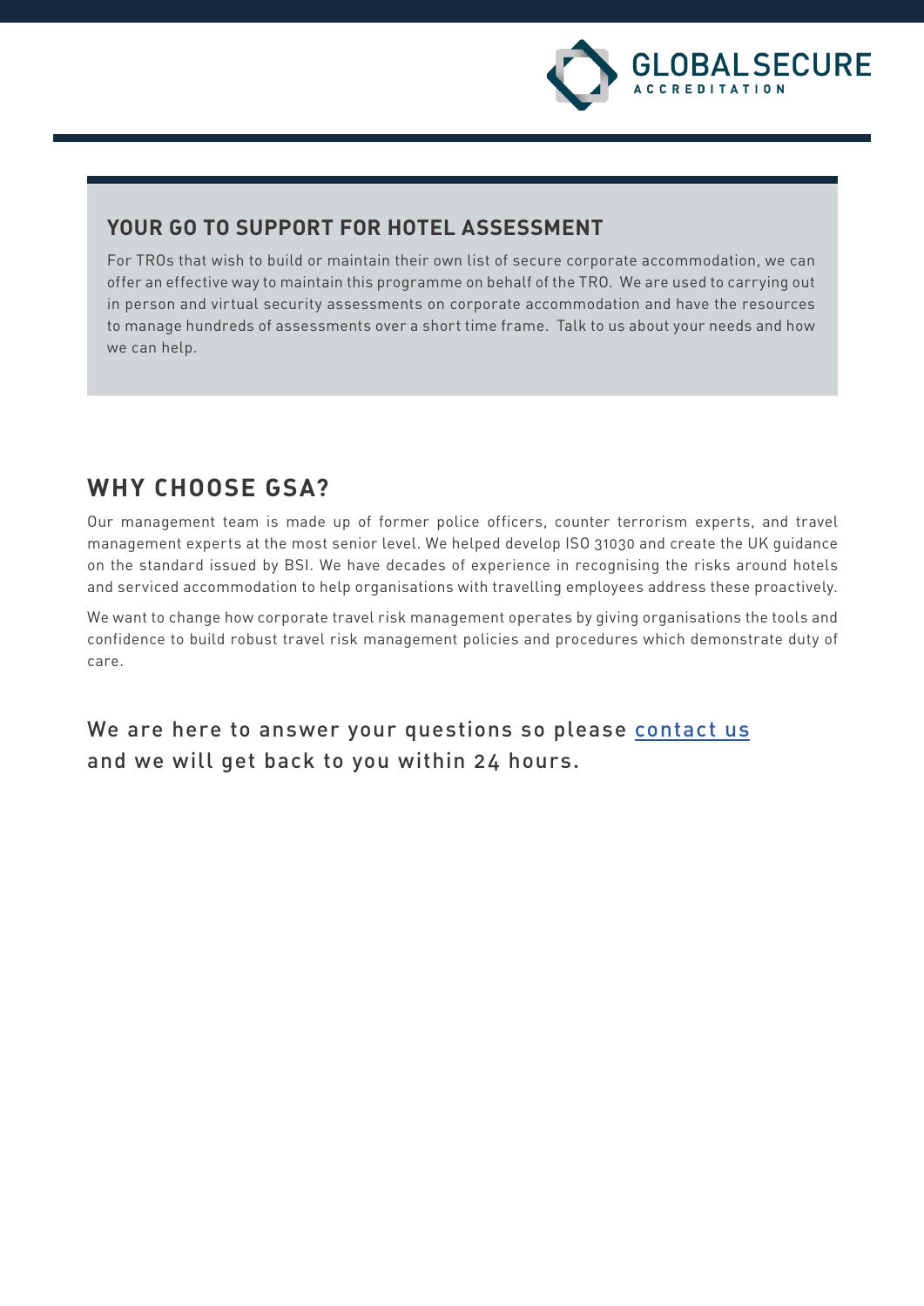## YOUR GO TO SUPPORT FOR HOTEL ASSESSMENT

For TROs that wish to build or maintain their own list of secure corporate accommodation, we can offer an effective way to maintain this programme on behalf of the TRO. We are used to carrying out in person and virtual security assessments on corporate accommodation and have the resources to manage hundreds of assessments over a short time frame. Talk to us about your needs and how we can help.

## WHY CHOOSE GSA?

Our management team is made up of former police officers, counter terrorism experts, and travel management experts at the most senior level. We helped develop ISO 31030 and create the UK guidance on the standard issued by BSI. We have decades of experience in recognising the risks around hotels and serviced accommodation to help organisations with travelling employees address these proactively.

We want to change how corporate travel risk management operates by giving organisations the tools and confidence to build robust travel risk management policies and procedures which demonstrate duty of care.

We are here to answer your questions so please contact us and we will get back to you within 24 hours.